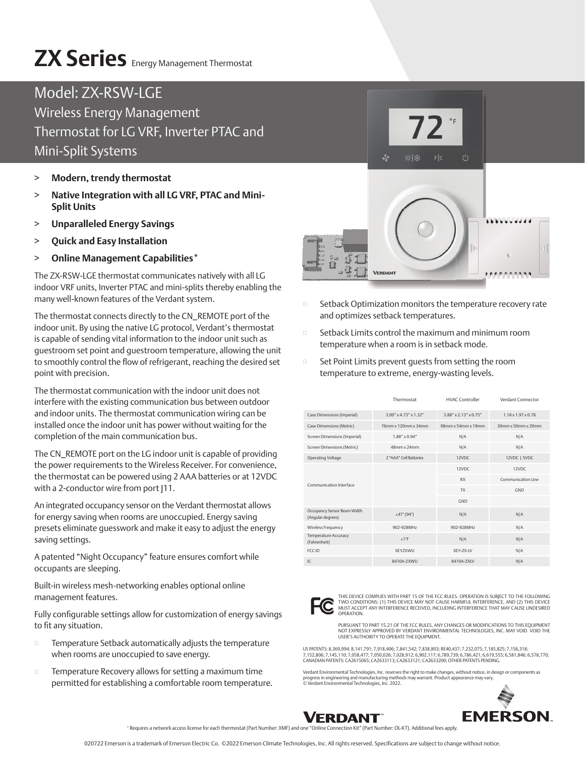# ZX Series Energy Management Thermostat

## Model: ZX-RSW-LGE

## Wireless Energy Management Thermostat for LG VRF, Inverter PTAC and Mini-Split Systems

- > **Modern, trendy thermostat**
- > **Native Integration with all LG VRF, PTAC and Mini-Split Units**
- > **Unparalleled Energy Savings**
- > **Quick and Easy Installation**
- > **Online Management Capabilities**[*]

The ZX-RSW-LGE thermostat communicates natively with all LG indoor VRF units, Inverter PTAC and mini-splits thereby enabling the many well-known features of the Verdant system.

The thermostat connects directly to the CN_REMOTE port of the indoor unit. By using the native LG protocol, Verdant's thermostat is capable of sending vital information to the indoor unit such as guestroom set point and guestroom temperature, allowing the unit to smoothly control the flow of refrigerant, reaching the desired set point with precision.

The thermostat communication with the indoor unit does not interfere with the existing communication bus between outdoor and indoor units. The thermostat communication wiring can be installed once the indoor unit has power without waiting for the completion of the main communication bus.

The CN_REMOTE port on the LG indoor unit is capable of providing the power requirements to the Wireless Receiver. For convenience, the thermostat can be powered using 2 AAA batteries or at 12VDC with a 2-conductor wire from port J11.

An integrated occupancy sensor on the Verdant thermostat allows for energy saving when rooms are unoccupied. Energy saving presets eliminate guesswork and make it easy to adjust the energy saving settings.

A patented "Night Occupancy" feature ensures comfort while occupants are sleeping.

Built-in wireless mesh-networking enables optional online management features.

Fully configurable settings allow for customization of energy savings to fit any situation.

- Temperature Setback automatically adjusts the temperature when rooms are unoccupied to save energy.
- Temperature Recovery allows for setting a maximum time permitted for establishing a comfortable room temperature.
- Setback Optimization monitors the temperature recovery rate and optimizes setback temperatures.
- Setback Limits control the maximum and minimum room temperature when a room is in setback mode.
- Set Point Limits prevent guests from setting the room temperature to extreme, energy-wasting levels.

| | Thermostat | HVAC Controller | Verdant Connector |
|---|---|---|---|
| Case Dimensions (Imperial) | 3.00" x 4.73" x 1.32" | 3.88" x 2.13" x 0.75" | 1.18 x 1.97 x 0.78 |
| Case Dimensions (Metric) | 76mm x 120mm x 34mm | 98mm x 54mm x 19mm | 30mm x 50mm x 20mm |
| Screen Dimensions (Imperial) | 1.88" x 0.94" | N/A | N/A |
| Screen Dimensions (Metric) | 48mm x 24mm | N/A | N/A |
| Operating Voltage | 2 "AAA" Cell Batteries | 12VDC | 12VDC \| 5VDC |
| Communication Interface | | 12VDC | 12VDC |
| | | RX | Communication Line |
| | | TX | GND |
| | | GND | |
| Occupancy Sensor Beam Width (Angular degrees) | ±47° (94°) | N/A | N/A |
| Wireless Frequency | 902-928MHz | 902-928MHz | N/A |
| Temperature Accuracy (Fahrenheit) | ±1°F | N/A | N/A |
| FCC ID | XEYZXWU | XEY-ZX-LV | N/A |
| IC | 8410A-ZXWU | 8410A-ZXLV | N/A |

THIS DEVICE COMPLIES WITH PART 15 OF THE FCC RULES. OPERATION IS SUBJECT TO THE FOLLOWING TWO CONDITIONS: (1) THIS DEVICE MAY NOT CAUSE HARMFUL INTERFERENCE, AND (2) THIS DEVICE MUST ACCEPT ANY INTERFERENCE RECEIVED, INCLUDING INTERFERENCE THAT MAY CAUSE UNDESIRED OPERATION.

PURSUANT TO PART 15.21 OF THE FCC RULES, ANY CHANGES OR MODIFICATIONS TO THIS EQUIPMENT NOT EXPRESSLY APPROVED BY VERDANT ENVIRONMENTAL TECHNOLOGIES, INC. MAY VOID VOID THE USER'S AUTHORITY TO OPERATE THE EQUIPMENT.

US PATENTS: 8,369,994; 8,141,791; 7,918,406; 7,841,542; 7,838,803; RE40,437; 7,232,075; 7,185,825; 7,156,318; 7,152,806; 7,145,110; 7,058,477; 7,050,026; 7,028,912; 6,902,117; 6,789,739; 6,786,421; 6,619,555; 6,581,846; 6,578,770; CANADIAN PATENTS: CA2615065; CA2633113; CA2633121; CA2633200; OTHER PATENTS PENDING.

Verdant Environmental Technologies, Inc. reserves the right to make changes, without notice, in design or components as progress in engineering and manufacturing methods may warrant. Product appearance may vary.
© Verdant Environmental Technologies, Inc. 2022.

VERDANT™ EMERSON™

[*] Requires a network access license for each thermostat (Part Number: XMF) and one "Online Connection Kit" (Part Number: OL-KT). Additional fees apply.

020722 Emerson is a trademark of Emerson Electric Co. ©2022 Emerson Climate Technologies, Inc. All rights reserved. Specifications are subject to change without notice.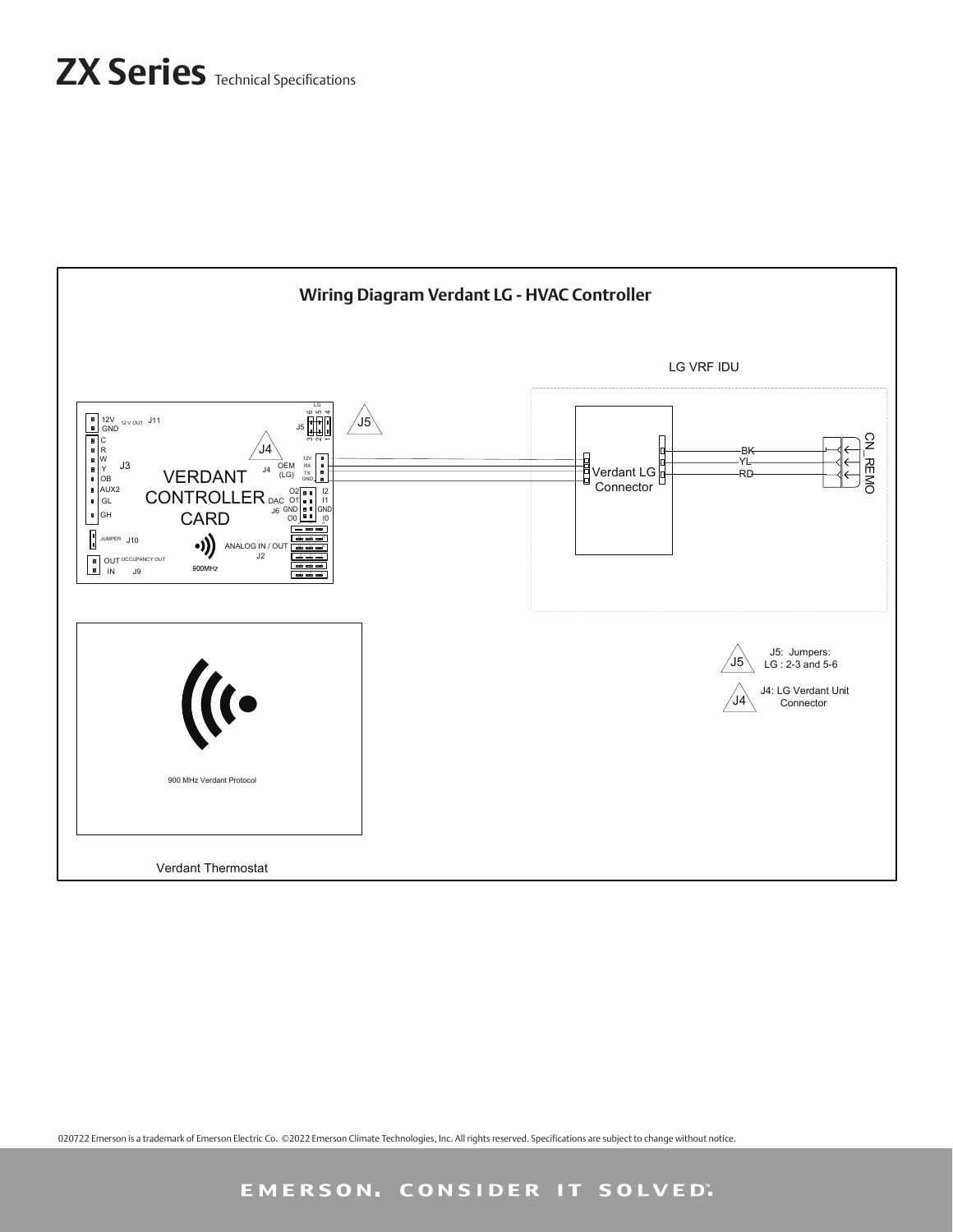## Wiring Diagram Verdant LG - HVAC Controller

LG VRF IDU

VERDANT CONTROLLER CARD

12V
GND
12 V OUT J11

C
R
W
Y
OB
AUX2
GL
GH
J3

JUMPER J10

OUT OCCUPANCY OUT
IN J9

900MHz

ANALOG IN / OUT
J2

LG
J5
6 5 4
3 2 1

12V
RX
TX
GND
J4 OEM (LG)

O2
O1
GND
O0
DAC
J6

I2
I1
GND
I0

J5

J4

Verdant LG Connector

BK
YL
RD

CN_REMO

900 MHz Verdant Protocol

Verdant Thermostat

J5: Jumpers:
LG : 2-3 and 5-6

J4: LG Verdant Unit Connector

020722 Emerson is a trademark of Emerson Electric Co. ©2022 Emerson Climate Technologies, Inc. All rights reserved. Specifications are subject to change without notice.

EMERSON. CONSIDER IT SOLVED.™